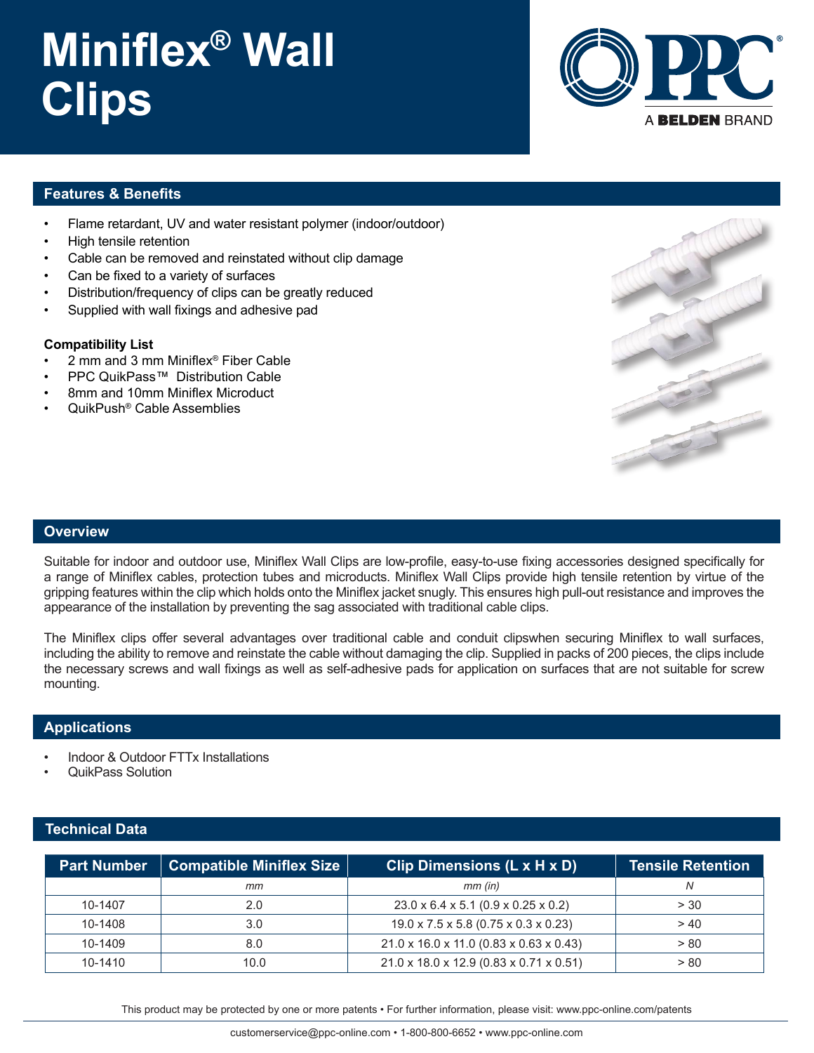# Miniflex® Wall Clips

PPC®
A BELDEN BRAND

## Features & Benefits

- Flame retardant, UV and water resistant polymer (indoor/outdoor)
- High tensile retention
- Cable can be removed and reinstated without clip damage
- Can be fixed to a variety of surfaces
- Distribution/frequency of clips can be greatly reduced
- Supplied with wall fixings and adhesive pad

**Compatibility List**

- 2 mm and 3 mm Miniflex® Fiber Cable
- PPC QuikPass™ Distribution Cable
- 8mm and 10mm Miniflex Microduct
- QuikPush® Cable Assemblies

## Overview

Suitable for indoor and outdoor use, Miniflex Wall Clips are low-profile, easy-to-use fixing accessories designed specifically for a range of Miniflex cables, protection tubes and microducts. Miniflex Wall Clips provide high tensile retention by virtue of the gripping features within the clip which holds onto the Miniflex jacket snugly. This ensures high pull-out resistance and improves the appearance of the installation by preventing the sag associated with traditional cable clips.

The Miniflex clips offer several advantages over traditional cable and conduit clipswhen securing Miniflex to wall surfaces, including the ability to remove and reinstate the cable without damaging the clip. Supplied in packs of 200 pieces, the clips include the necessary screws and wall fixings as well as self-adhesive pads for application on surfaces that are not suitable for screw mounting.

## Applications

- Indoor & Outdoor FTTx Installations
- QuikPass Solution

## Technical Data

| Part Number | Compatible Miniflex Size | Clip Dimensions (L x H x D) | Tensile Retention |
|---|---|---|---|
| | *mm* | *mm (in)* | *N* |
| 10-1407 | 2.0 | 23.0 x 6.4 x 5.1 (0.9 x 0.25 x 0.2) | > 30 |
| 10-1408 | 3.0 | 19.0 x 7.5 x 5.8 (0.75 x 0.3 x 0.23) | > 40 |
| 10-1409 | 8.0 | 21.0 x 16.0 x 11.0 (0.83 x 0.63 x 0.43) | > 80 |
| 10-1410 | 10.0 | 21.0 x 18.0 x 12.9 (0.83 x 0.71 x 0.51) | > 80 |

This product may be protected by one or more patents • For further information, please visit: www.ppc-online.com/patents

customerservice@ppc-online.com • 1-800-800-6652 • www.ppc-online.com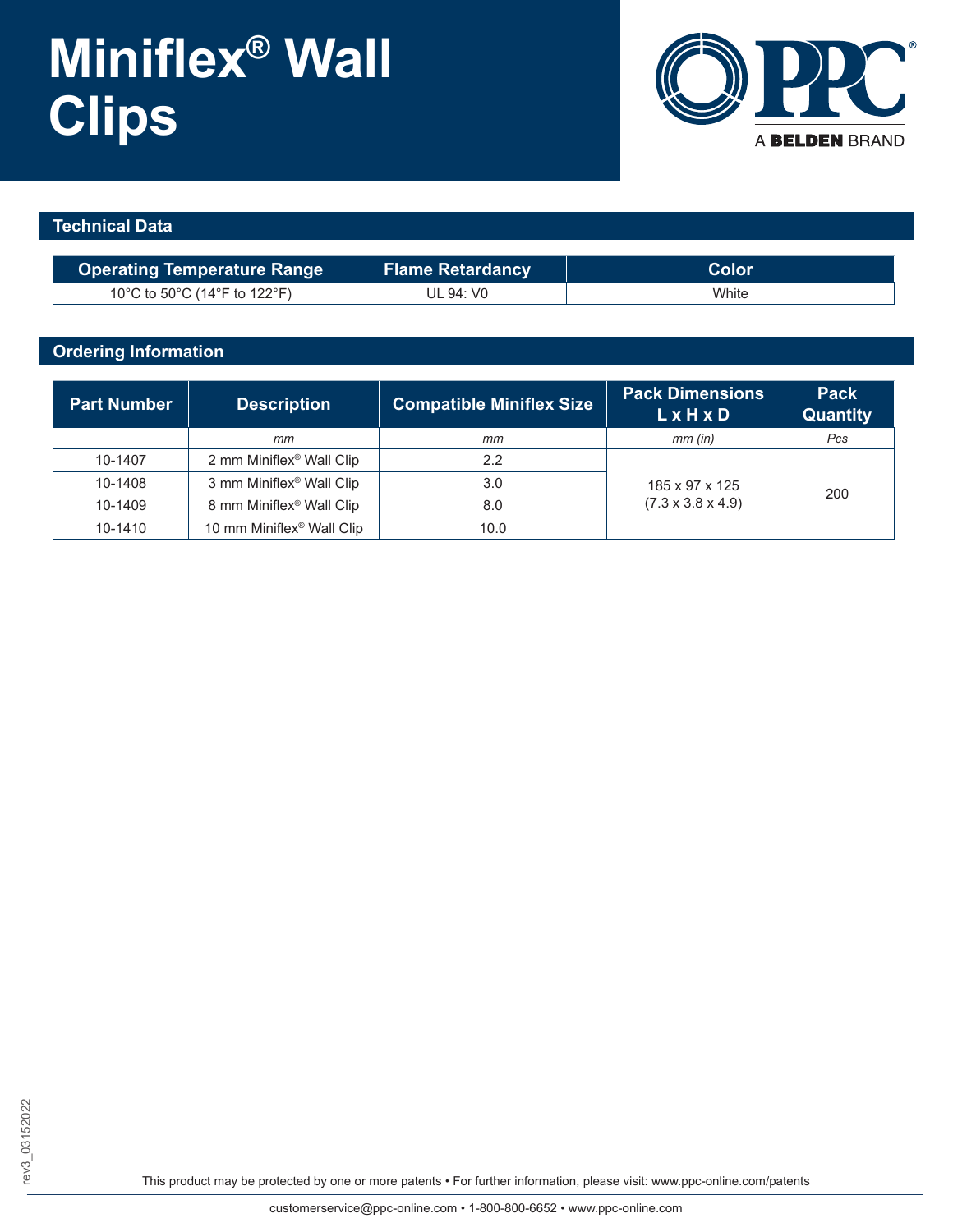# Miniflex® Wall Clips

PPC A BELDEN BRAND

## Technical Data

| Operating Temperature Range | Flame Retardancy | Color |
|---|---|---|
| 10°C to 50°C (14°F to 122°F) | UL 94: V0 | White |

## Ordering Information

| Part Number | Description | Compatible Miniflex Size | Pack Dimensions L x H x D | Pack Quantity |
|---|---|---|---|---|
| | *mm* | *mm* | *mm (in)* | *Pcs* |
| 10-1407 | 2 mm Miniflex® Wall Clip | 2.2 | 185 x 97 x 125 (7.3 x 3.8 x 4.9) | 200 |
| 10-1408 | 3 mm Miniflex® Wall Clip | 3.0 | | |
| 10-1409 | 8 mm Miniflex® Wall Clip | 8.0 | | |
| 10-1410 | 10 mm Miniflex® Wall Clip | 10.0 | | |

rev3_03152022

This product may be protected by one or more patents • For further information, please visit: www.ppc-online.com/patents

customerservice@ppc-online.com • 1-800-800-6652 • www.ppc-online.com